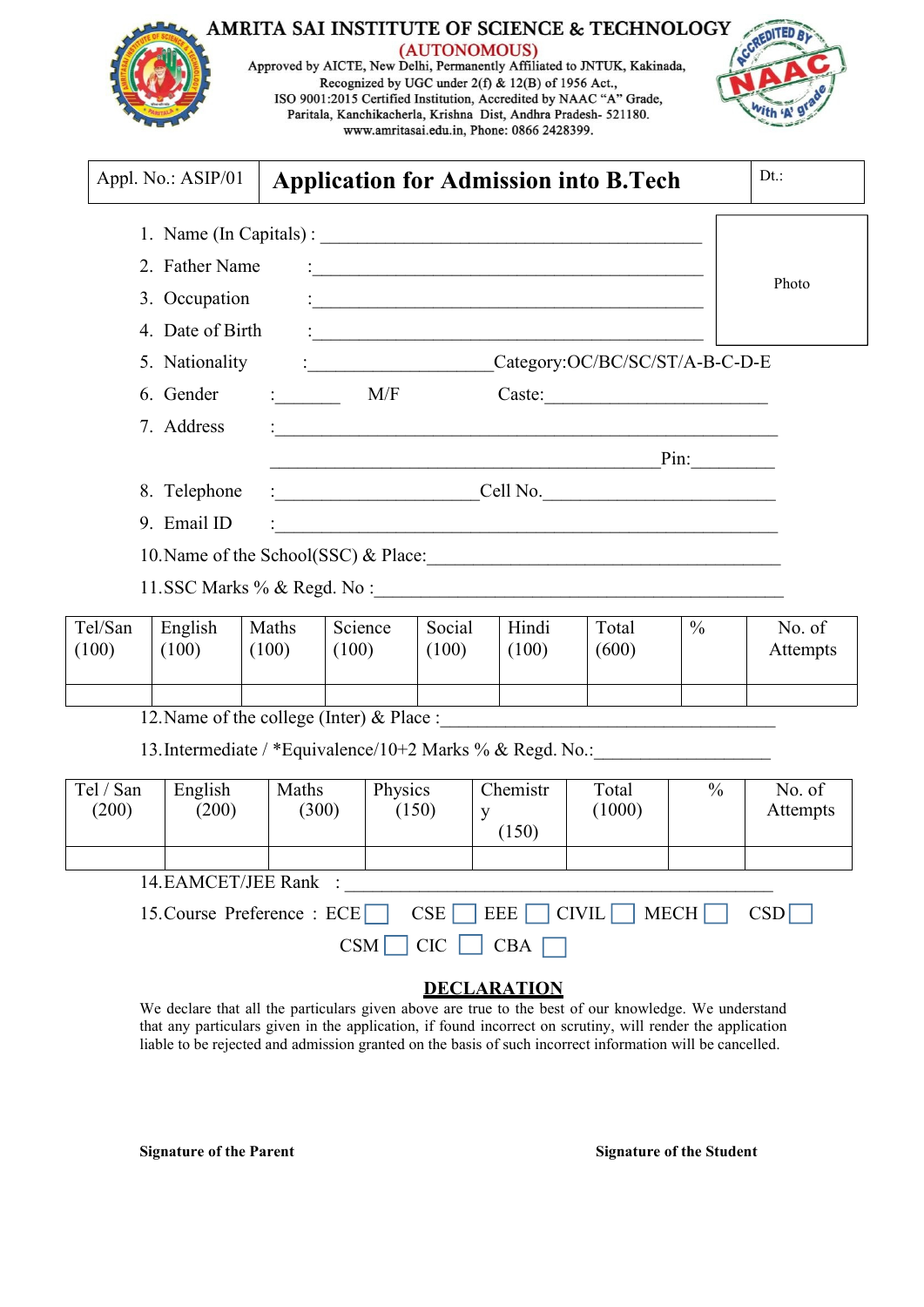# AMRITA SAI INSTITUTE OF SCIENCE & TECHNOLOGY

(AUTONOMOUS)

Approved by AICTE, New Delhi, Permanently Affiliated to JNTUK, Kakinada,
Recognized by UGC under 2(f) & 12(B) of 1956 Act.,
ISO 9001:2015 Certified Institution, Accredited by NAAC "A" Grade,
Paritala, Kanchikacherla, Krishna Dist, Andhra Pradesh- 521180.
www.amritasai.edu.in, Phone: 0866 2428399.

| Appl. No.: ASIP/01 | **Application for Admission into B.Tech** | Dt.: |
|---|---|---|

Photo

1. Name (In Capitals) : ____________________________________________
2. Father Name : ____________________________________________
3. Occupation : ____________________________________________
4. Date of Birth : ____________________________________________
5. Nationality : ____________________ Category:OC/BC/SC/ST/A-B-C-D-E
6. Gender : _______ M/F Caste:________________________
7. Address : ________________________________________________________
   ____________________________________________ Pin:_________
8. Telephone : ______________________ Cell No.________________________
9. Email ID : ________________________________________________________
10. Name of the School(SSC) & Place:________________________________________
11. SSC Marks % & Regd. No :_____________________________________________

| Tel/San (100) | English (100) | Maths (100) | Science (100) | Social (100) | Hindi (100) | Total (600) | % | No. of Attempts |
|---|---|---|---|---|---|---|---|---|
| | | | | | | | | |

12. Name of the college (Inter) & Place :_____________________________________
13. Intermediate / *Equivalence/10+2 Marks % & Regd. No.:__________________

| Tel / San (200) | English (200) | Maths (300) | Physics (150) | Chemistry (150) | Total (1000) | % | No. of Attempts |
|---|---|---|---|---|---|---|---|
| | | | | | | | |

14. EAMCET/JEE Rank : ____________________________________________
15. Course Preference : ECE ☐ CSE ☐ EEE ☐ CIVIL ☐ MECH ☐ CSD ☐
    CSM ☐ CIC ☐ CBA ☐

## DECLARATION

We declare that all the particulars given above are true to the best of our knowledge. We understand that any particulars given in the application, if found incorrect on scrutiny, will render the application liable to be rejected and admission granted on the basis of such incorrect information will be cancelled.

**Signature of the Parent** **Signature of the Student**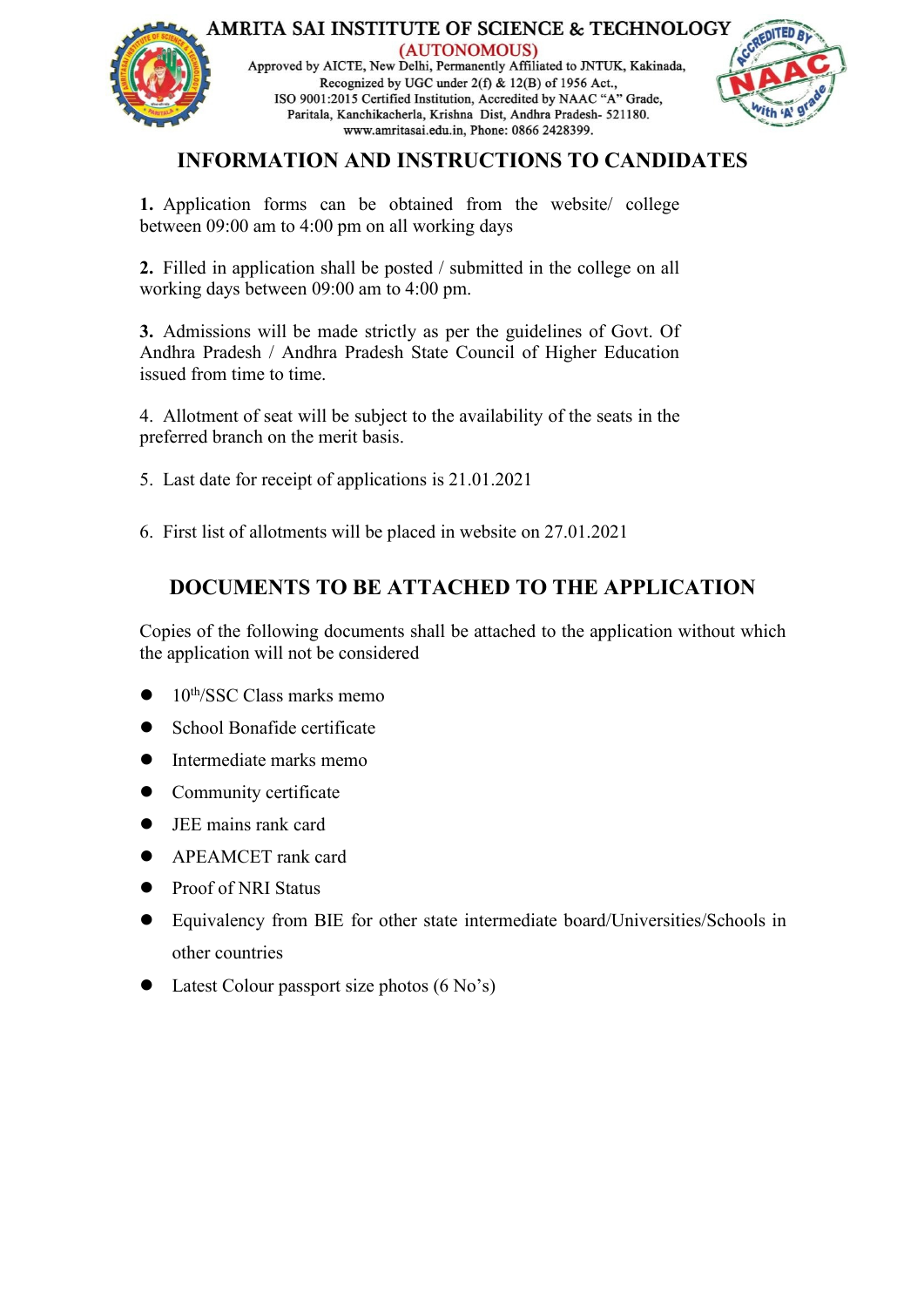# AMRITA SAI INSTITUTE OF SCIENCE & TECHNOLOGY

(AUTONOMOUS)

Approved by AICTE, New Delhi, Permanently Affiliated to JNTUK, Kakinada,
Recognized by UGC under 2(f) & 12(B) of 1956 Act.,
ISO 9001:2015 Certified Institution, Accredited by NAAC "A" Grade,
Paritala, Kanchikacherla, Krishna Dist, Andhra Pradesh- 521180.
www.amritasai.edu.in, Phone: 0866 2428399.

## INFORMATION AND INSTRUCTIONS TO CANDIDATES

**1.** Application forms can be obtained from the website/ college between 09:00 am to 4:00 pm on all working days

**2.** Filled in application shall be posted / submitted in the college on all working days between 09:00 am to 4:00 pm.

**3.** Admissions will be made strictly as per the guidelines of Govt. Of Andhra Pradesh / Andhra Pradesh State Council of Higher Education issued from time to time.

4. Allotment of seat will be subject to the availability of the seats in the preferred branch on the merit basis.

5. Last date for receipt of applications is 21.01.2021

6. First list of allotments will be placed in website on 27.01.2021

## DOCUMENTS TO BE ATTACHED TO THE APPLICATION

Copies of the following documents shall be attached to the application without which the application will not be considered

- 10th/SSC Class marks memo
- School Bonafide certificate
- Intermediate marks memo
- Community certificate
- JEE mains rank card
- APEAMCET rank card
- Proof of NRI Status
- Equivalency from BIE for other state intermediate board/Universities/Schools in other countries
- Latest Colour passport size photos (6 No's)